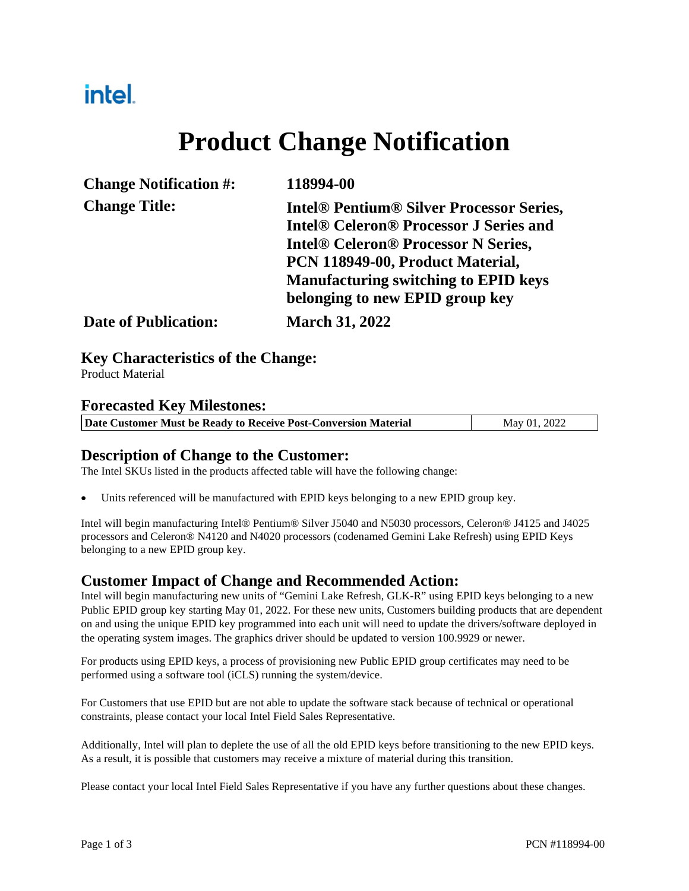intel.

# Product Change Notification

| | |
|---|---|
| **Change Notification #:** | **118994-00** |
| **Change Title:** | **Intel® Pentium® Silver Processor Series, Intel® Celeron® Processor J Series and Intel® Celeron® Processor N Series, PCN 118949-00, Product Material, Manufacturing switching to EPID keys belonging to new EPID group key** |
| **Date of Publication:** | **March 31, 2022** |

## Key Characteristics of the Change:

Product Material

## Forecasted Key Milestones:

| | |
|---|---|
| **Date Customer Must be Ready to Receive Post-Conversion Material** | May 01, 2022 |

## Description of Change to the Customer:

The Intel SKUs listed in the products affected table will have the following change:

- Units referenced will be manufactured with EPID keys belonging to a new EPID group key.

Intel will begin manufacturing Intel® Pentium® Silver J5040 and N5030 processors, Celeron® J4125 and J4025 processors and Celeron® N4120 and N4020 processors (codenamed Gemini Lake Refresh) using EPID Keys belonging to a new EPID group key.

## Customer Impact of Change and Recommended Action:

Intel will begin manufacturing new units of "Gemini Lake Refresh, GLK-R" using EPID keys belonging to a new Public EPID group key starting May 01, 2022. For these new units, Customers building products that are dependent on and using the unique EPID key programmed into each unit will need to update the drivers/software deployed in the operating system images. The graphics driver should be updated to version 100.9929 or newer.

For products using EPID keys, a process of provisioning new Public EPID group certificates may need to be performed using a software tool (iCLS) running the system/device.

For Customers that use EPID but are not able to update the software stack because of technical or operational constraints, please contact your local Intel Field Sales Representative.

Additionally, Intel will plan to deplete the use of all the old EPID keys before transitioning to the new EPID keys. As a result, it is possible that customers may receive a mixture of material during this transition.

Please contact your local Intel Field Sales Representative if you have any further questions about these changes.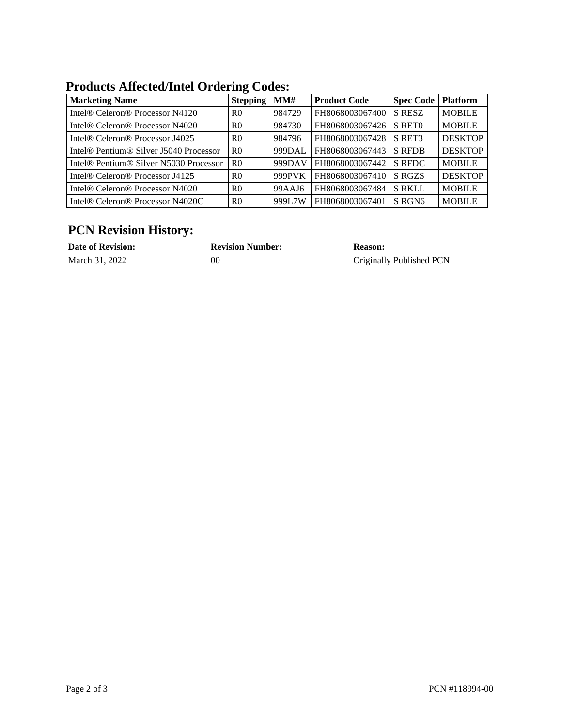## Products Affected/Intel Ordering Codes:

| Marketing Name | Stepping | MM# | Product Code | Spec Code | Platform |
|---|---|---|---|---|---|
| Intel® Celeron® Processor N4120 | R0 | 984729 | FH8068003067400 | S RESZ | MOBILE |
| Intel® Celeron® Processor N4020 | R0 | 984730 | FH8068003067426 | S RET0 | MOBILE |
| Intel® Celeron® Processor J4025 | R0 | 984796 | FH8068003067428 | S RET3 | DESKTOP |
| Intel® Pentium® Silver J5040 Processor | R0 | 999DAL | FH8068003067443 | S RFDB | DESKTOP |
| Intel® Pentium® Silver N5030 Processor | R0 | 999DAV | FH8068003067442 | S RFDC | MOBILE |
| Intel® Celeron® Processor J4125 | R0 | 999PVK | FH8068003067410 | S RGZS | DESKTOP |
| Intel® Celeron® Processor N4020 | R0 | 99AAJ6 | FH8068003067484 | S RKLL | MOBILE |
| Intel® Celeron® Processor N4020C | R0 | 999L7W | FH8068003067401 | S RGN6 | MOBILE |

## PCN Revision History:

| Date of Revision: | Revision Number: | Reason: |
|---|---|---|
| March 31, 2022 | 00 | Originally Published PCN |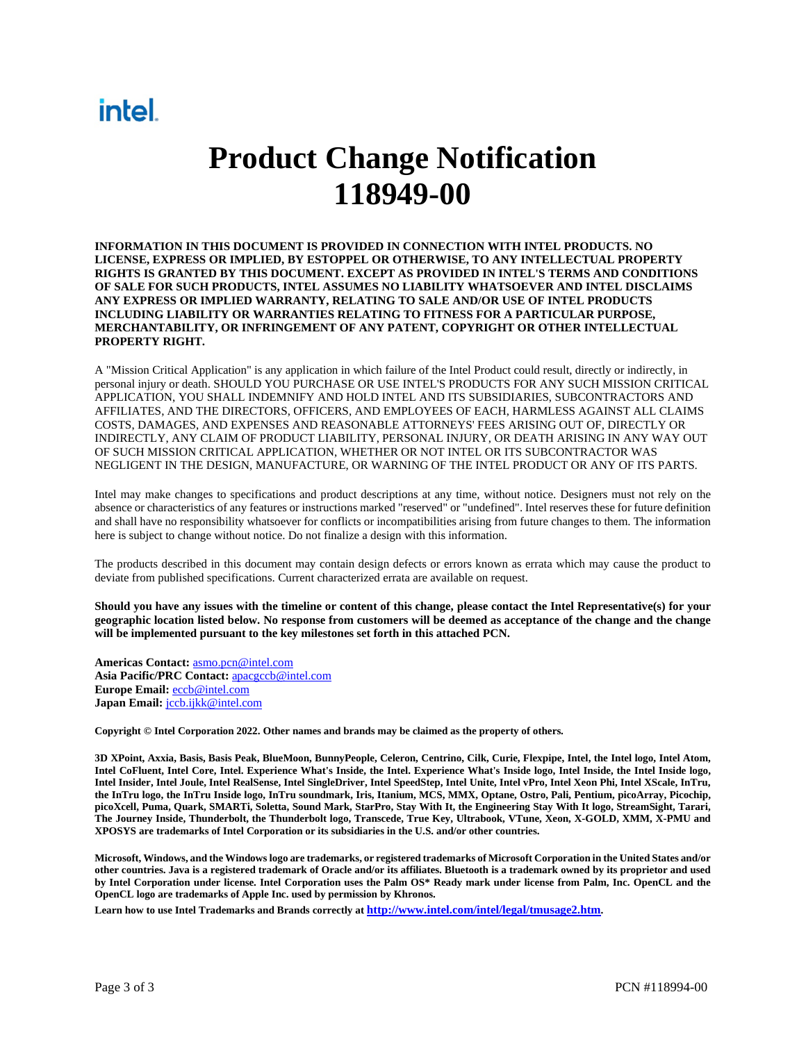intel.

# Product Change Notification 118949-00

**INFORMATION IN THIS DOCUMENT IS PROVIDED IN CONNECTION WITH INTEL PRODUCTS. NO LICENSE, EXPRESS OR IMPLIED, BY ESTOPPEL OR OTHERWISE, TO ANY INTELLECTUAL PROPERTY RIGHTS IS GRANTED BY THIS DOCUMENT. EXCEPT AS PROVIDED IN INTEL'S TERMS AND CONDITIONS OF SALE FOR SUCH PRODUCTS, INTEL ASSUMES NO LIABILITY WHATSOEVER AND INTEL DISCLAIMS ANY EXPRESS OR IMPLIED WARRANTY, RELATING TO SALE AND/OR USE OF INTEL PRODUCTS INCLUDING LIABILITY OR WARRANTIES RELATING TO FITNESS FOR A PARTICULAR PURPOSE, MERCHANTABILITY, OR INFRINGEMENT OF ANY PATENT, COPYRIGHT OR OTHER INTELLECTUAL PROPERTY RIGHT.**

A "Mission Critical Application" is any application in which failure of the Intel Product could result, directly or indirectly, in personal injury or death. SHOULD YOU PURCHASE OR USE INTEL'S PRODUCTS FOR ANY SUCH MISSION CRITICAL APPLICATION, YOU SHALL INDEMNIFY AND HOLD INTEL AND ITS SUBSIDIARIES, SUBCONTRACTORS AND AFFILIATES, AND THE DIRECTORS, OFFICERS, AND EMPLOYEES OF EACH, HARMLESS AGAINST ALL CLAIMS COSTS, DAMAGES, AND EXPENSES AND REASONABLE ATTORNEYS' FEES ARISING OUT OF, DIRECTLY OR INDIRECTLY, ANY CLAIM OF PRODUCT LIABILITY, PERSONAL INJURY, OR DEATH ARISING IN ANY WAY OUT OF SUCH MISSION CRITICAL APPLICATION, WHETHER OR NOT INTEL OR ITS SUBCONTRACTOR WAS NEGLIGENT IN THE DESIGN, MANUFACTURE, OR WARNING OF THE INTEL PRODUCT OR ANY OF ITS PARTS.

Intel may make changes to specifications and product descriptions at any time, without notice. Designers must not rely on the absence or characteristics of any features or instructions marked "reserved" or "undefined". Intel reserves these for future definition and shall have no responsibility whatsoever for conflicts or incompatibilities arising from future changes to them. The information here is subject to change without notice. Do not finalize a design with this information.

The products described in this document may contain design defects or errors known as errata which may cause the product to deviate from published specifications. Current characterized errata are available on request.

**Should you have any issues with the timeline or content of this change, please contact the Intel Representative(s) for your geographic location listed below. No response from customers will be deemed as acceptance of the change and the change will be implemented pursuant to the key milestones set forth in this attached PCN.**

**Americas Contact:** asmo.pcn@intel.com
**Asia Pacific/PRC Contact:** apacgccb@intel.com
**Europe Email:** eccb@intel.com
**Japan Email:** jccb.ijkk@intel.com

**Copyright © Intel Corporation 2022. Other names and brands may be claimed as the property of others.**

**3D XPoint, Axxia, Basis, Basis Peak, BlueMoon, BunnyPeople, Celeron, Centrino, Cilk, Curie, Flexpipe, Intel, the Intel logo, Intel Atom, Intel CoFluent, Intel Core, Intel. Experience What's Inside, the Intel. Experience What's Inside logo, Intel Inside, the Intel Inside logo, Intel Insider, Intel Joule, Intel RealSense, Intel SingleDriver, Intel SpeedStep, Intel Unite, Intel vPro, Intel Xeon Phi, Intel XScale, InTru, the InTru logo, the InTru Inside logo, InTru soundmark, Iris, Itanium, MCS, MMX, Optane, Ostro, Pali, Pentium, picoArray, Picochip, picoXcell, Puma, Quark, SMARTi, Soletta, Sound Mark, StarPro, Stay With It, the Engineering Stay With It logo, StreamSight, Tarari, The Journey Inside, Thunderbolt, the Thunderbolt logo, Transcede, True Key, Ultrabook, VTune, Xeon, X-GOLD, XMM, X-PMU and XPOSYS are trademarks of Intel Corporation or its subsidiaries in the U.S. and/or other countries.**

**Microsoft, Windows, and the Windows logo are trademarks, or registered trademarks of Microsoft Corporation in the United States and/or other countries. Java is a registered trademark of Oracle and/or its affiliates. Bluetooth is a trademark owned by its proprietor and used by Intel Corporation under license. Intel Corporation uses the Palm OS* Ready mark under license from Palm, Inc. OpenCL and the OpenCL logo are trademarks of Apple Inc. used by permission by Khronos.**

**Learn how to use Intel Trademarks and Brands correctly at http://www.intel.com/intel/legal/tmusage2.htm.**